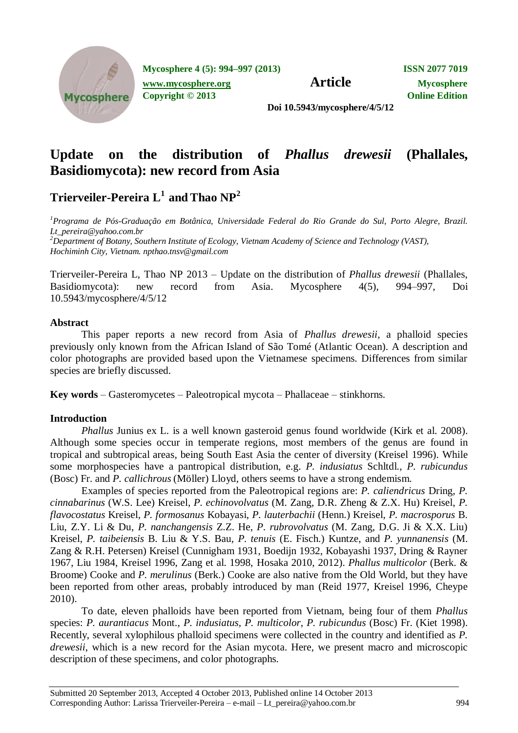Mycosphere 4 (5): 994–997 (2013) **Article** ISSN 2077 7019

www.mycosphere.org Mycosphere Online Edition

Copyright © 2013

Doi 10.5943/mycosphere/4/5/12

# Update on the distribution of *Phallus drewesii* (Phallales, Basidiomycota): new record from Asia

## Trierveiler-Pereira L[1] and Thao NP[2]

[1]*Programa de Pós-Graduação em Botânica, Universidade Federal do Rio Grande do Sul, Porto Alegre, Brazil. Lt_pereira@yahoo.com.br*

[2]*Department of Botany, Southern Institute of Ecology, Vietnam Academy of Science and Technology (VAST), Hochiminh City, Vietnam. npthao.tnsv@gmail.com*

Trierveiler-Pereira L, Thao NP 2013 – Update on the distribution of *Phallus drewesii* (Phallales, Basidiomycota): new record from Asia. Mycosphere 4(5), 994–997, Doi 10.5943/mycosphere/4/5/12

**Abstract**

This paper reports a new record from Asia of *Phallus drewesii*, a phalloid species previously only known from the African Island of São Tomé (Atlantic Ocean). A description and color photographs are provided based upon the Vietnamese specimens. Differences from similar species are briefly discussed.

**Key words** – Gasteromycetes – Paleotropical mycota – Phallaceae – stinkhorns.

**Introduction**

*Phallus* Junius ex L. is a well known gasteroid genus found worldwide (Kirk et al. 2008). Although some species occur in temperate regions, most members of the genus are found in tropical and subtropical areas, being South East Asia the center of diversity (Kreisel 1996). While some morphospecies have a pantropical distribution, e.g. *P. indusiatus* Schltdl., *P. rubicundus* (Bosc) Fr. and *P. callichrous* (Möller) Lloyd, others seems to have a strong endemism.

Examples of species reported from the Paleotropical regions are: *P. caliendricus* Dring, *P. cinnabarinus* (W.S. Lee) Kreisel, *P. echinovolvatus* (M. Zang, D.R. Zheng & Z.X. Hu) Kreisel, *P. flavocostatus* Kreisel, *P. formosanus* Kobayasi, *P. lauterbachii* (Henn.) Kreisel, *P. macrosporus* B. Liu, Z.Y. Li & Du, *P. nanchangensis* Z.Z. He, *P. rubrovolvatus* (M. Zang, D.G. Ji & X.X. Liu) Kreisel, *P. taibeiensis* B. Liu & Y.S. Bau, *P. tenuis* (E. Fisch.) Kuntze, and *P. yunnanensis* (M. Zang & R.H. Petersen) Kreisel (Cunnigham 1931, Boedijn 1932, Kobayashi 1937, Dring & Rayner 1967, Liu 1984, Kreisel 1996, Zang et al. 1998, Hosaka 2010, 2012). *Phallus multicolor* (Berk. & Broome) Cooke and *P. merulinus* (Berk.) Cooke are also native from the Old World, but they have been reported from other areas, probably introduced by man (Reid 1977, Kreisel 1996, Cheype 2010).

To date, eleven phalloids have been reported from Vietnam, being four of them *Phallus* species: *P. aurantiacus* Mont., *P. indusiatus*, *P. multicolor*, *P. rubicundus* (Bosc) Fr. (Kiet 1998). Recently, several xylophilous phalloid specimens were collected in the country and identified as *P. drewesii*, which is a new record for the Asian mycota. Here, we present macro and microscopic description of these specimens, and color photographs.

Submitted 20 September 2013, Accepted 4 October 2013, Published online 14 October 2013
Corresponding Author: Larissa Trierveiler-Pereira – e-mail – Lt_pereira@yahoo.com.br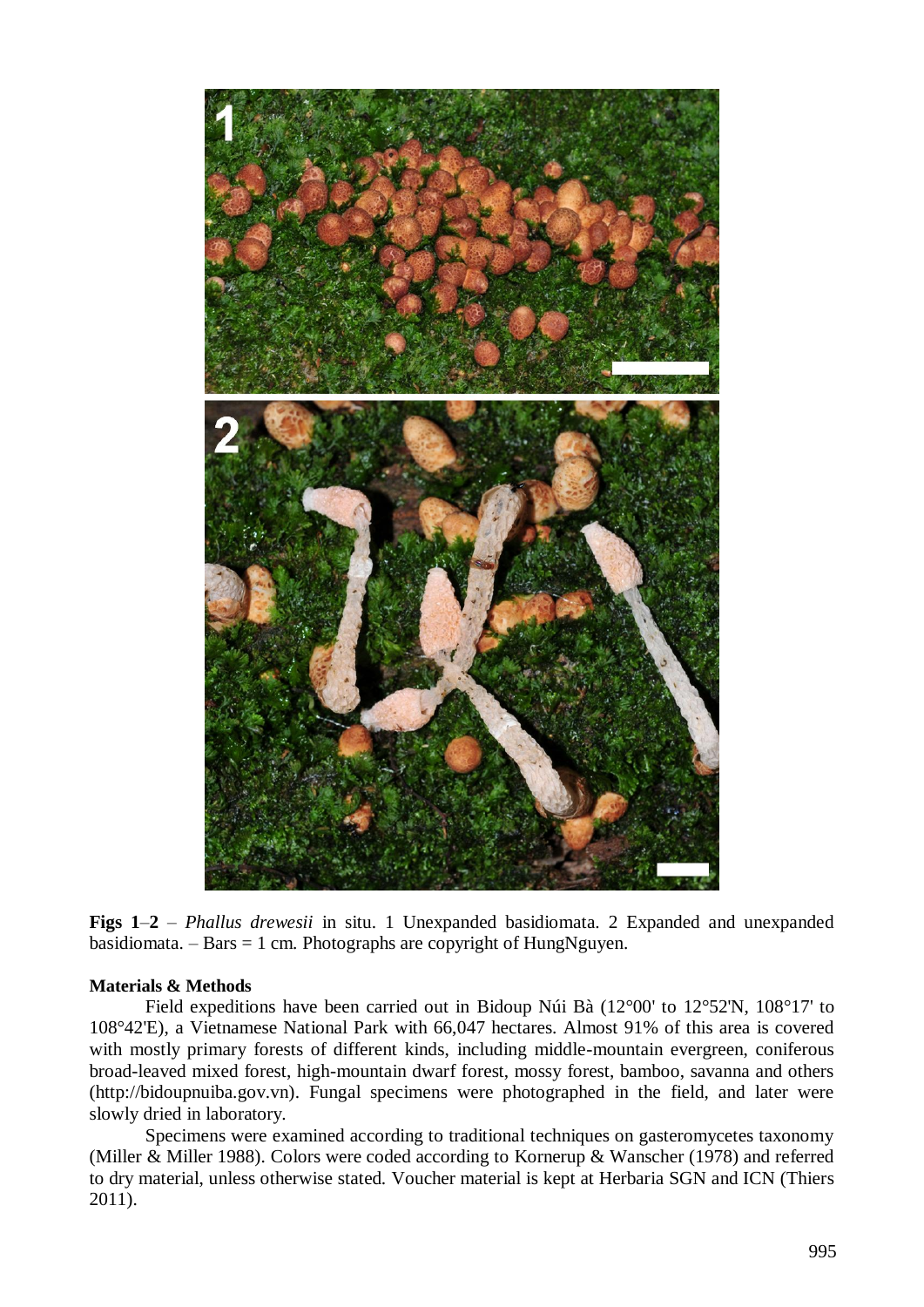**Figs 1**–**2** – *Phallus drewesii* in situ. 1 Unexpanded basidiomata. 2 Expanded and unexpanded basidiomata. – Bars = 1 cm. Photographs are copyright of HungNguyen.

**Materials & Methods**

Field expeditions have been carried out in Bidoup Núi Bà (12°00' to 12°52'N, 108°17' to 108°42'E), a Vietnamese National Park with 66,047 hectares. Almost 91% of this area is covered with mostly primary forests of different kinds, including middle-mountain evergreen, coniferous broad-leaved mixed forest, high-mountain dwarf forest, mossy forest, bamboo, savanna and others (http://bidoupnuiba.gov.vn). Fungal specimens were photographed in the field, and later were slowly dried in laboratory.

Specimens were examined according to traditional techniques on gasteromycetes taxonomy (Miller & Miller 1988). Colors were coded according to Kornerup & Wanscher (1978) and referred to dry material, unless otherwise stated. Voucher material is kept at Herbaria SGN and ICN (Thiers 2011).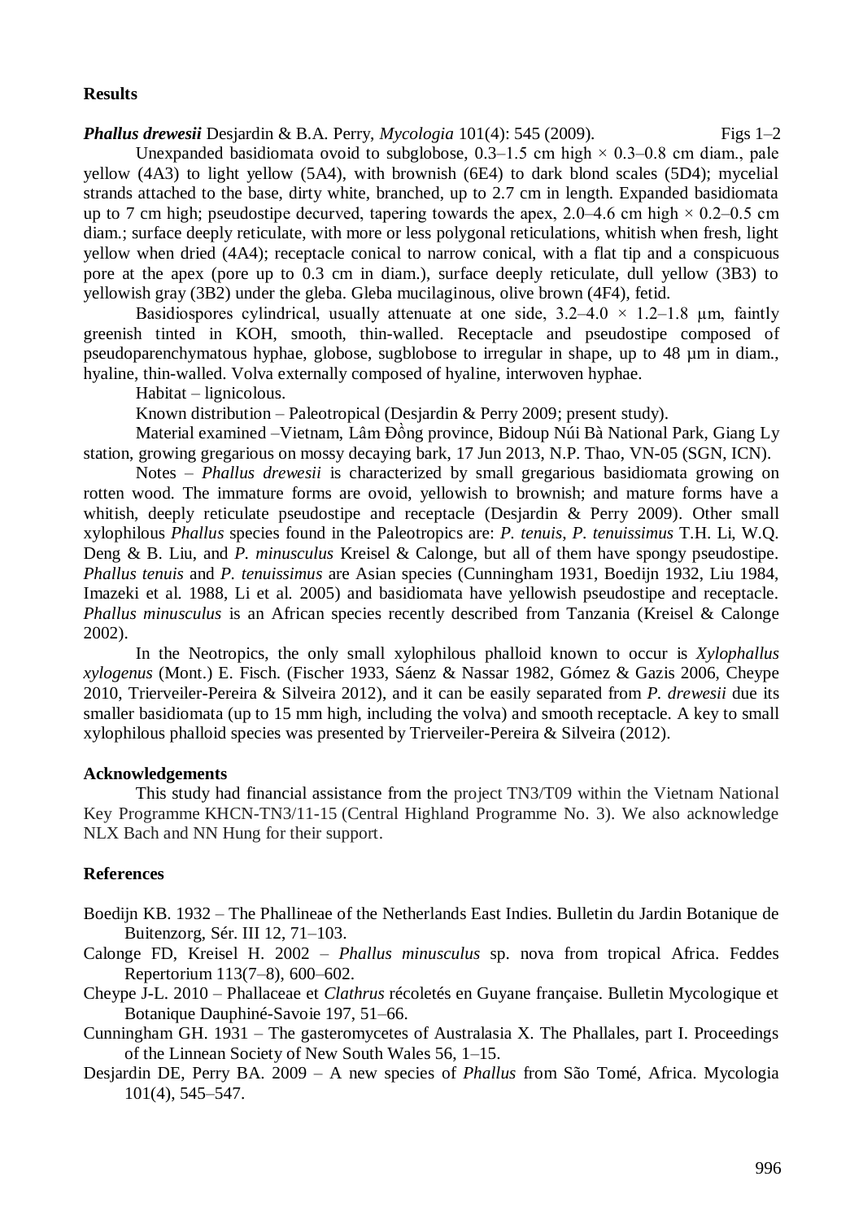## Results

***Phallus drewesii*** Desjardin & B.A. Perry, *Mycologia* 101(4): 545 (2009). Figs 1–2

Unexpanded basidiomata ovoid to subglobose, 0.3–1.5 cm high × 0.3–0.8 cm diam., pale yellow (4A3) to light yellow (5A4), with brownish (6E4) to dark blond scales (5D4); mycelial strands attached to the base, dirty white, branched, up to 2.7 cm in length. Expanded basidiomata up to 7 cm high; pseudostipe decurved, tapering towards the apex, 2.0–4.6 cm high × 0.2–0.5 cm diam.; surface deeply reticulate, with more or less polygonal reticulations, whitish when fresh, light yellow when dried (4A4); receptacle conical to narrow conical, with a flat tip and a conspicuous pore at the apex (pore up to 0.3 cm in diam.), surface deeply reticulate, dull yellow (3B3) to yellowish gray (3B2) under the gleba. Gleba mucilaginous, olive brown (4F4), fetid.

Basidiospores cylindrical, usually attenuate at one side, 3.2–4.0 × 1.2–1.8 µm, faintly greenish tinted in KOH, smooth, thin-walled. Receptacle and pseudostipe composed of pseudoparenchymatous hyphae, globose, sugblobose to irregular in shape, up to 48 µm in diam., hyaline, thin-walled. Volva externally composed of hyaline, interwoven hyphae.

Habitat – lignicolous.

Known distribution – Paleotropical (Desjardin & Perry 2009; present study).

Material examined –Vietnam, Lâm Đồng province, Bidoup Núi Bà National Park, Giang Ly station, growing gregarious on mossy decaying bark, 17 Jun 2013, N.P. Thao, VN-05 (SGN, ICN).

Notes – *Phallus drewesii* is characterized by small gregarious basidiomata growing on rotten wood. The immature forms are ovoid, yellowish to brownish; and mature forms have a whitish, deeply reticulate pseudostipe and receptacle (Desjardin & Perry 2009). Other small xylophilous *Phallus* species found in the Paleotropics are: *P. tenuis*, *P. tenuissimus* T.H. Li, W.Q. Deng & B. Liu, and *P. minusculus* Kreisel & Calonge, but all of them have spongy pseudostipe. *Phallus tenuis* and *P. tenuissimus* are Asian species (Cunningham 1931, Boedijn 1932, Liu 1984, Imazeki et al. 1988, Li et al. 2005) and basidiomata have yellowish pseudostipe and receptacle. *Phallus minusculus* is an African species recently described from Tanzania (Kreisel & Calonge 2002).

In the Neotropics, the only small xylophilous phalloid known to occur is *Xylophallus xylogenus* (Mont.) E. Fisch. (Fischer 1933, Sáenz & Nassar 1982, Gómez & Gazis 2006, Cheype 2010, Trierveiler-Pereira & Silveira 2012), and it can be easily separated from *P. drewesii* due its smaller basidiomata (up to 15 mm high, including the volva) and smooth receptacle. A key to small xylophilous phalloid species was presented by Trierveiler-Pereira & Silveira (2012).

## Acknowledgements

This study had financial assistance from the project TN3/T09 within the Vietnam National Key Programme KHCN-TN3/11-15 (Central Highland Programme No. 3). We also acknowledge NLX Bach and NN Hung for their support.

## References

Boedijn KB. 1932 – The Phallineae of the Netherlands East Indies. Bulletin du Jardin Botanique de Buitenzorg, Sér. III 12, 71–103.

Calonge FD, Kreisel H. 2002 – *Phallus minusculus* sp. nova from tropical Africa. Feddes Repertorium 113(7–8), 600–602.

Cheype J-L. 2010 – Phallaceae et *Clathrus* récoletés en Guyane française. Bulletin Mycologique et Botanique Dauphiné-Savoie 197, 51–66.

Cunningham GH. 1931 – The gasteromycetes of Australasia X. The Phallales, part I. Proceedings of the Linnean Society of New South Wales 56, 1–15.

Desjardin DE, Perry BA. 2009 – A new species of *Phallus* from São Tomé, Africa. Mycologia 101(4), 545–547.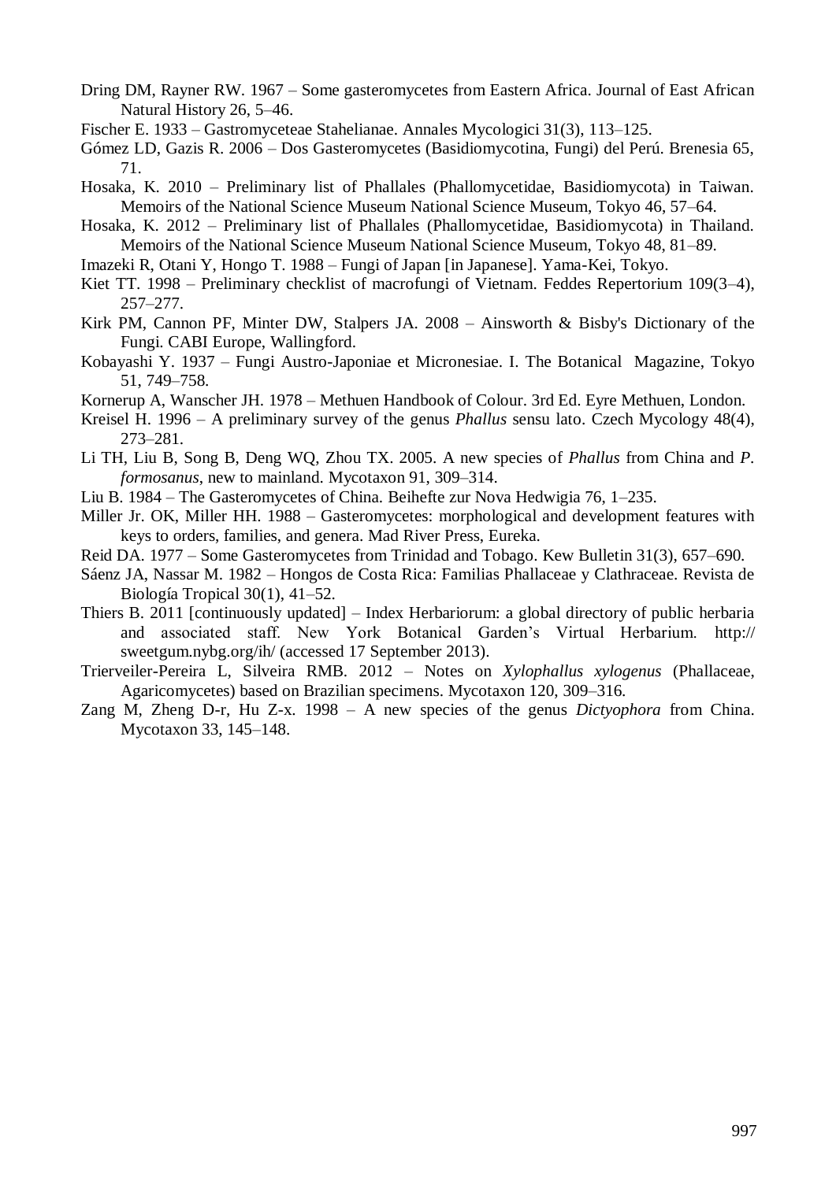Dring DM, Rayner RW. 1967 – Some gasteromycetes from Eastern Africa. Journal of East African Natural History 26, 5–46.

Fischer E. 1933 – Gastromyceteae Stahelianae. Annales Mycologici 31(3), 113–125.

Gómez LD, Gazis R. 2006 – Dos Gasteromycetes (Basidiomycotina, Fungi) del Perú. Brenesia 65, 71.

Hosaka, K. 2010 – Preliminary list of Phallales (Phallomycetidae, Basidiomycota) in Taiwan. Memoirs of the National Science Museum National Science Museum, Tokyo 46, 57–64.

Hosaka, K. 2012 – Preliminary list of Phallales (Phallomycetidae, Basidiomycota) in Thailand. Memoirs of the National Science Museum National Science Museum, Tokyo 48, 81–89.

Imazeki R, Otani Y, Hongo T. 1988 – Fungi of Japan [in Japanese]. Yama-Kei, Tokyo.

Kiet TT. 1998 – Preliminary checklist of macrofungi of Vietnam. Feddes Repertorium 109(3–4), 257–277.

Kirk PM, Cannon PF, Minter DW, Stalpers JA. 2008 – Ainsworth & Bisby's Dictionary of the Fungi. CABI Europe, Wallingford.

Kobayashi Y. 1937 – Fungi Austro-Japoniae et Micronesiae. I. The Botanical Magazine, Tokyo 51, 749–758.

Kornerup A, Wanscher JH. 1978 – Methuen Handbook of Colour. 3rd Ed. Eyre Methuen, London.

Kreisel H. 1996 – A preliminary survey of the genus *Phallus* sensu lato. Czech Mycology 48(4), 273–281.

Li TH, Liu B, Song B, Deng WQ, Zhou TX. 2005. A new species of *Phallus* from China and *P. formosanus*, new to mainland. Mycotaxon 91, 309–314.

Liu B. 1984 – The Gasteromycetes of China. Beihefte zur Nova Hedwigia 76, 1–235.

Miller Jr. OK, Miller HH. 1988 – Gasteromycetes: morphological and development features with keys to orders, families, and genera. Mad River Press, Eureka.

Reid DA. 1977 – Some Gasteromycetes from Trinidad and Tobago. Kew Bulletin 31(3), 657–690.

Sáenz JA, Nassar M. 1982 – Hongos de Costa Rica: Familias Phallaceae y Clathraceae. Revista de Biología Tropical 30(1), 41–52.

Thiers B. 2011 [continuously updated] – Index Herbariorum: a global directory of public herbaria and associated staff. New York Botanical Garden's Virtual Herbarium. http:// sweetgum.nybg.org/ih/ (accessed 17 September 2013).

Trierveiler-Pereira L, Silveira RMB. 2012 – Notes on *Xylophallus xylogenus* (Phallaceae, Agaricomycetes) based on Brazilian specimens. Mycotaxon 120, 309–316.

Zang M, Zheng D-r, Hu Z-x. 1998 – A new species of the genus *Dictyophora* from China. Mycotaxon 33, 145–148.